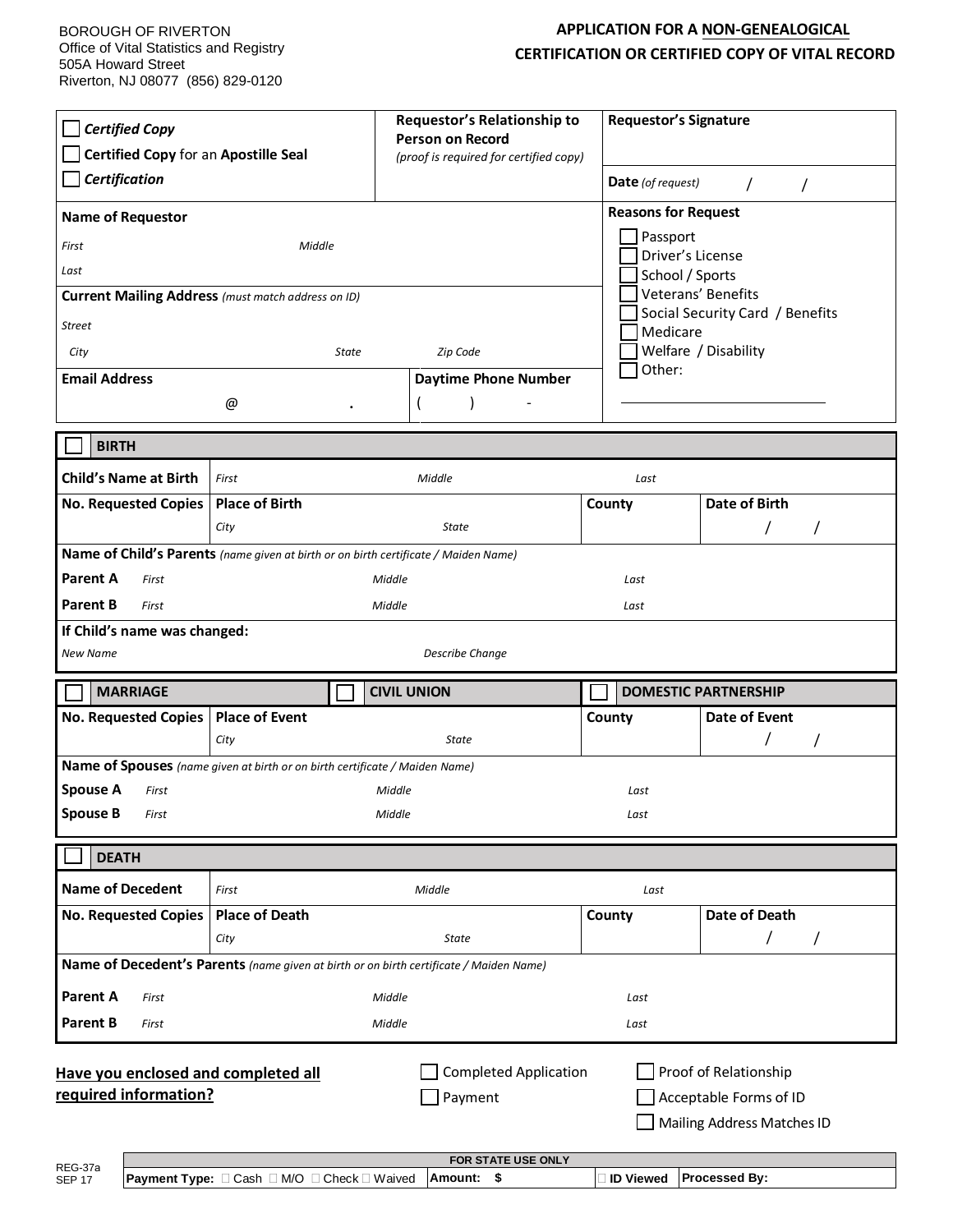BOROUGH OF RIVERTON
Office of Vital Statistics and Registry
505A Howard Street
Riverton, NJ 08077 (856) 829-0120

# APPLICATION FOR A NON-GENEALOGICAL CERTIFICATION OR CERTIFIED COPY OF VITAL RECORD

| ☐ ***Certified Copy***<br>☐ **Certified Copy** for an **Apostille Seal**<br>☐ ***Certification*** | **Requestor's Relationship to Person on Record** *(proof is required for certified copy)* | **Requestor's Signature**<br><br>**Date** *(of request)* / / |
|---|---|---|

**Name of Requestor**

*First* *Middle*

*Last*

**Current Mailing Address** *(must match address on ID)*

*Street*

*City* *State* *Zip Code*

**Email Address** @ .

**Daytime Phone Number** ( ) -

**Reasons for Request**

- ☐ Passport
- ☐ Driver's License
- ☐ School / Sports
- ☐ Veterans' Benefits
- ☐ Social Security Card / Benefits
- ☐ Medicare
- ☐ Welfare / Disability
- ☐ Other: ____________________

## ☐ BIRTH

| **Child's Name at Birth** | *First* | *Middle* | *Last* | |
|---|---|---|---|---|
| **No. Requested Copies** | **Place of Birth**<br>*City* | *State* | **County** | **Date of Birth**<br>/ / |

**Name of Child's Parents** *(name given at birth or on birth certificate / Maiden Name)*

| | | | |
|---|---|---|---|
| **Parent A** | *First* | *Middle* | *Last* |
| **Parent B** | *First* | *Middle* | *Last* |

**If Child's name was changed:**

*New Name* *Describe Change*

## ☐ MARRIAGE ☐ CIVIL UNION ☐ DOMESTIC PARTNERSHIP

| **No. Requested Copies** | **Place of Event**<br>*City* | *State* | **County** | **Date of Event**<br>/ / |
|---|---|---|---|---|

**Name of Spouses** *(name given at birth or on birth certificate / Maiden Name)*

| | | | |
|---|---|---|---|
| **Spouse A** | *First* | *Middle* | *Last* |
| **Spouse B** | *First* | *Middle* | *Last* |

## ☐ DEATH

| **Name of Decedent** | *First* | *Middle* | *Last* | |
|---|---|---|---|---|
| **No. Requested Copies** | **Place of Death**<br>*City* | *State* | **County** | **Date of Death**<br>/ / |

**Name of Decedent's Parents** *(name given at birth or on birth certificate / Maiden Name)*

| | | | |
|---|---|---|---|
| **Parent A** | *First* | *Middle* | *Last* |
| **Parent B** | *First* | *Middle* | *Last* |

**Have you enclosed and completed all required information?**

- ☐ Completed Application
- ☐ Payment
- ☐ Proof of Relationship
- ☐ Acceptable Forms of ID
- ☐ Mailing Address Matches ID

| FOR STATE USE ONLY | | | |
|---|---|---|---|
| **Payment Type:** ☐ Cash ☐ M/O ☐ Check ☐ Waived | **Amount: $** | ☐ **ID Viewed** | **Processed By:** |

REG-37a
SEP 17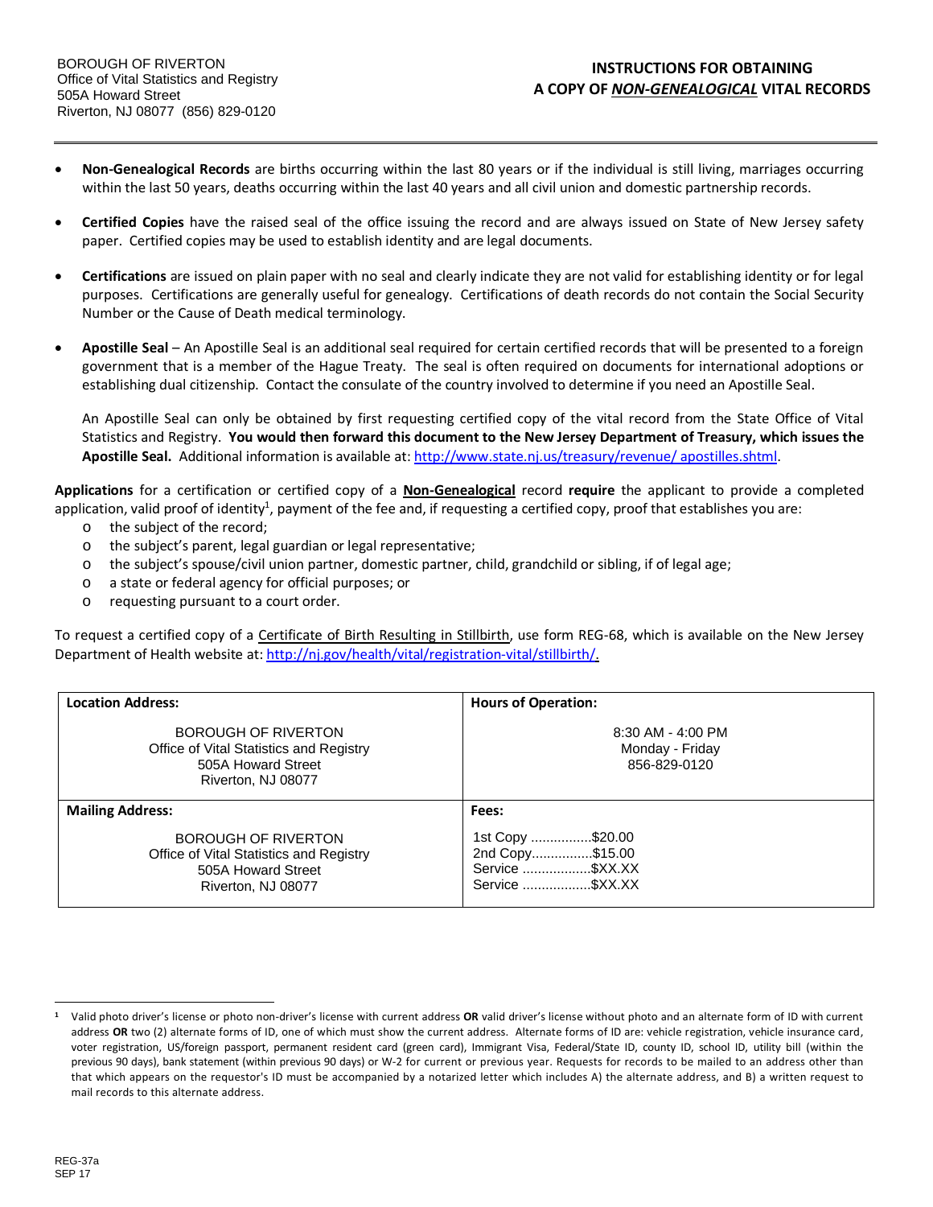BOROUGH OF RIVERTON
Office of Vital Statistics and Registry
505A Howard Street
Riverton, NJ 08077 (856) 829-0120

# INSTRUCTIONS FOR OBTAINING A COPY OF *NON-GENEALOGICAL* VITAL RECORDS

- **Non-Genealogical Records** are births occurring within the last 80 years or if the individual is still living, marriages occurring within the last 50 years, deaths occurring within the last 40 years and all civil union and domestic partnership records.

- **Certified Copies** have the raised seal of the office issuing the record and are always issued on State of New Jersey safety paper. Certified copies may be used to establish identity and are legal documents.

- **Certifications** are issued on plain paper with no seal and clearly indicate they are not valid for establishing identity or for legal purposes. Certifications are generally useful for genealogy. Certifications of death records do not contain the Social Security Number or the Cause of Death medical terminology.

- **Apostille Seal** – An Apostille Seal is an additional seal required for certain certified records that will be presented to a foreign government that is a member of the Hague Treaty. The seal is often required on documents for international adoptions or establishing dual citizenship. Contact the consulate of the country involved to determine if you need an Apostille Seal.

  An Apostille Seal can only be obtained by first requesting certified copy of the vital record from the State Office of Vital Statistics and Registry. **You would then forward this document to the New Jersey Department of Treasury, which issues the Apostille Seal.** Additional information is available at: http://www.state.nj.us/treasury/revenue/ apostilles.shtml.

**Applications** for a certification or certified copy of a **Non-Genealogical** record **require** the applicant to provide a completed application, valid proof of identity[1], payment of the fee and, if requesting a certified copy, proof that establishes you are:

- the subject of the record;
- the subject's parent, legal guardian or legal representative;
- the subject's spouse/civil union partner, domestic partner, child, grandchild or sibling, if of legal age;
- a state or federal agency for official purposes; or
- requesting pursuant to a court order.

To request a certified copy of a Certificate of Birth Resulting in Stillbirth, use form REG-68, which is available on the New Jersey Department of Health website at: http://nj.gov/health/vital/registration-vital/stillbirth/.

| **Location Address:** | **Hours of Operation:** |
|---|---|
| BOROUGH OF RIVERTON<br>Office of Vital Statistics and Registry<br>505A Howard Street<br>Riverton, NJ 08077 | 8:30 AM - 4:00 PM<br>Monday - Friday<br>856-829-0120 |
| **Mailing Address:** | **Fees:** |
| BOROUGH OF RIVERTON<br>Office of Vital Statistics and Registry<br>505A Howard Street<br>Riverton, NJ 08077 | 1st Copy ................$20.00<br>2nd Copy................$15.00<br>Service ..................$XX.XX<br>Service ..................$XX.XX |

[1] Valid photo driver's license or photo non-driver's license with current address **OR** valid driver's license without photo and an alternate form of ID with current address **OR** two (2) alternate forms of ID, one of which must show the current address. Alternate forms of ID are: vehicle registration, vehicle insurance card, voter registration, US/foreign passport, permanent resident card (green card), Immigrant Visa, Federal/State ID, county ID, school ID, utility bill (within the previous 90 days), bank statement (within previous 90 days) or W-2 for current or previous year. Requests for records to be mailed to an address other than that which appears on the requestor's ID must be accompanied by a notarized letter which includes A) the alternate address, and B) a written request to mail records to this alternate address.

REG-37a
SEP 17